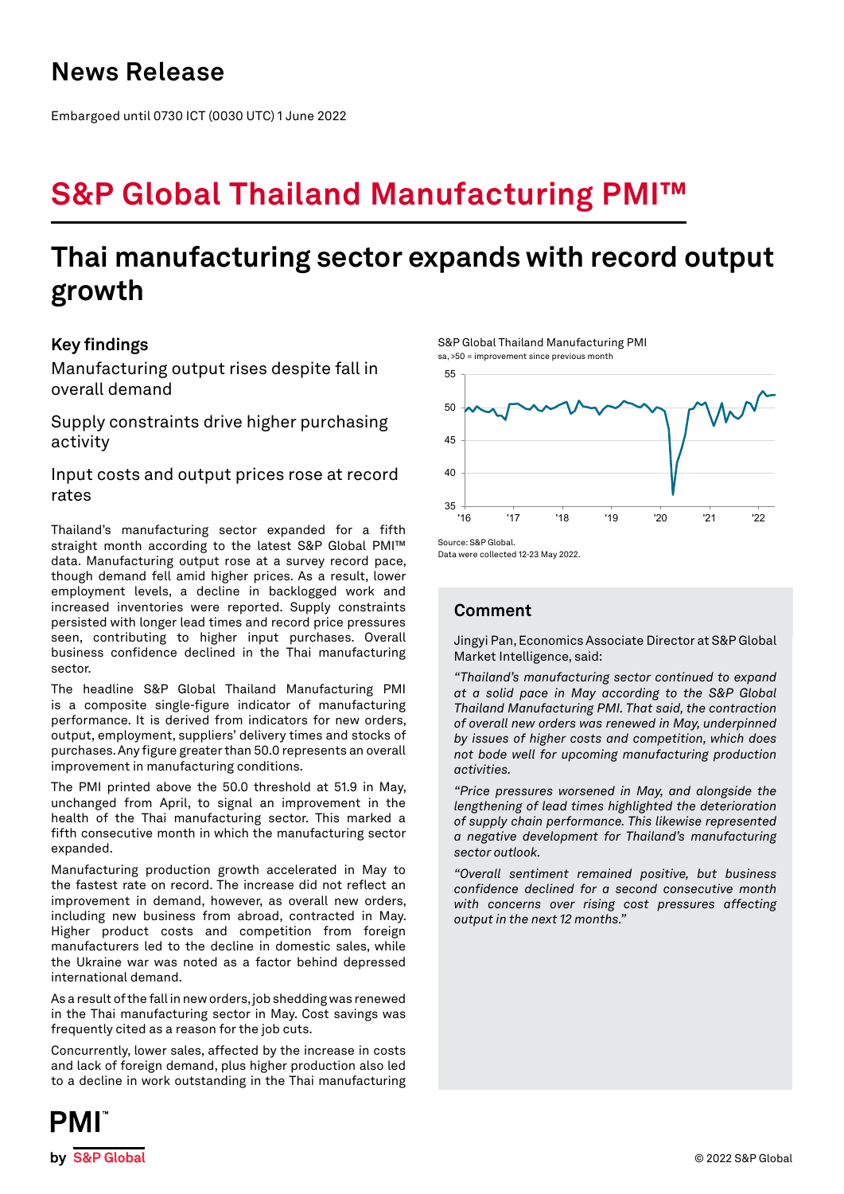# News Release

Embargoed until 0730 ICT (0030 UTC) 1 June 2022

# S&P Global Thailand Manufacturing PMI™

## Thai manufacturing sector expands with record output growth

### Key findings

Manufacturing output rises despite fall in overall demand

Supply constraints drive higher purchasing activity

Input costs and output prices rose at record rates

Thailand's manufacturing sector expanded for a fifth straight month according to the latest S&P Global PMI™ data. Manufacturing output rose at a survey record pace, though demand fell amid higher prices. As a result, lower employment levels, a decline in backlogged work and increased inventories were reported. Supply constraints persisted with longer lead times and record price pressures seen, contributing to higher input purchases. Overall business confidence declined in the Thai manufacturing sector.

The headline S&P Global Thailand Manufacturing PMI is a composite single-figure indicator of manufacturing performance. It is derived from indicators for new orders, output, employment, suppliers' delivery times and stocks of purchases. Any figure greater than 50.0 represents an overall improvement in manufacturing conditions.

The PMI printed above the 50.0 threshold at 51.9 in May, unchanged from April, to signal an improvement in the health of the Thai manufacturing sector. This marked a fifth consecutive month in which the manufacturing sector expanded.

Manufacturing production growth accelerated in May to the fastest rate on record. The increase did not reflect an improvement in demand, however, as overall new orders, including new business from abroad, contracted in May. Higher product costs and competition from foreign manufacturers led to the decline in domestic sales, while the Ukraine war was noted as a factor behind depressed international demand.

As a result of the fall in new orders, job shedding was renewed in the Thai manufacturing sector in May. Cost savings was frequently cited as a reason for the job cuts.

Concurrently, lower sales, affected by the increase in costs and lack of foreign demand, plus higher production also led to a decline in work outstanding in the Thai manufacturing

S&P Global Thailand Manufacturing PMI

sa, >50 = improvement since previous month

Source: S&P Global.

Data were collected 12-23 May 2022.

### Comment

Jingyi Pan, Economics Associate Director at S&P Global Market Intelligence, said:

*"Thailand's manufacturing sector continued to expand at a solid pace in May according to the S&P Global Thailand Manufacturing PMI. That said, the contraction of overall new orders was renewed in May, underpinned by issues of higher costs and competition, which does not bode well for upcoming manufacturing production activities.*

*"Price pressures worsened in May, and alongside the lengthening of lead times highlighted the deterioration of supply chain performance. This likewise represented a negative development for Thailand's manufacturing sector outlook.*

*"Overall sentiment remained positive, but business confidence declined for a second consecutive month with concerns over rising cost pressures affecting output in the next 12 months."*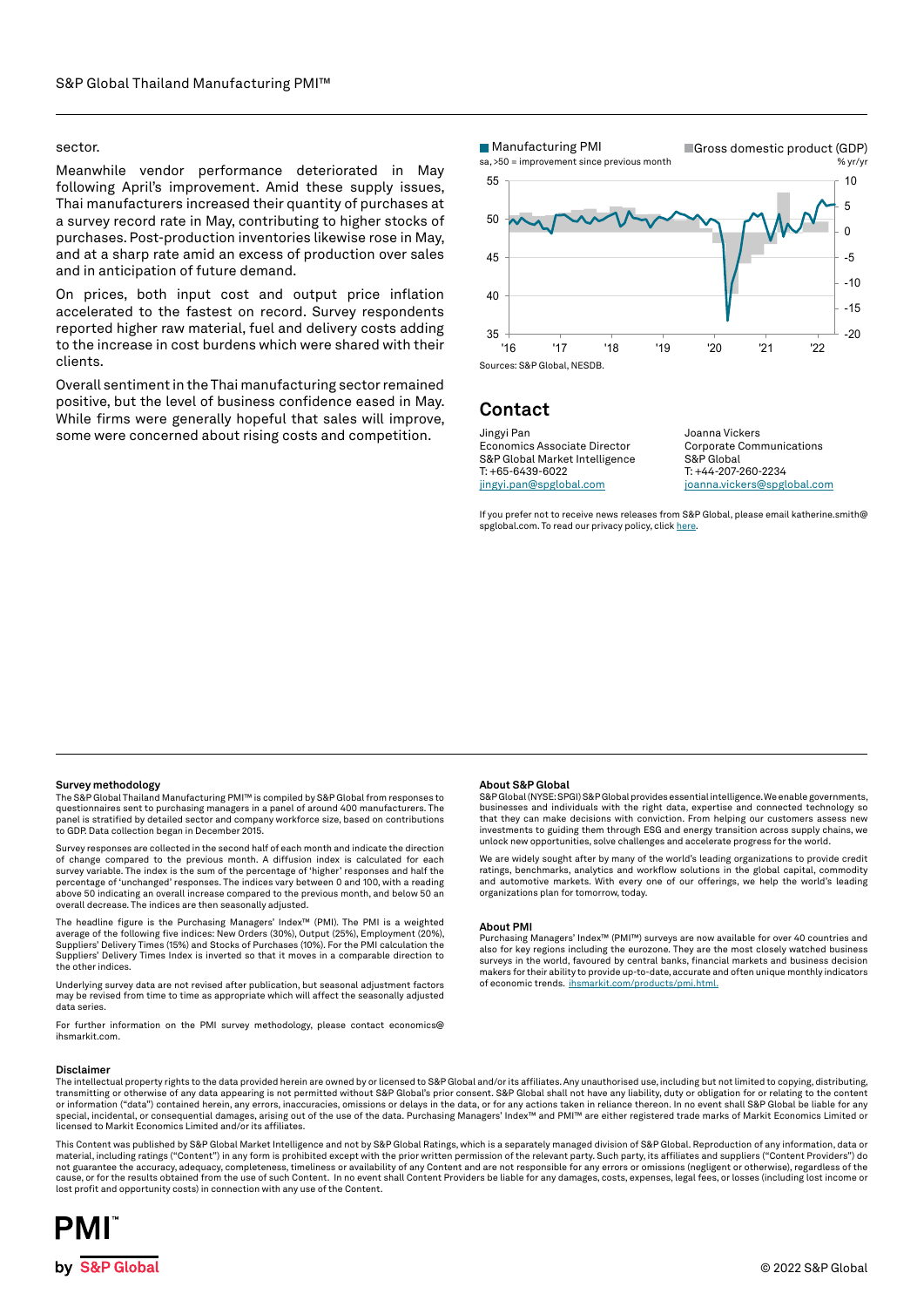sector.

Meanwhile vendor performance deteriorated in May following April's improvement. Amid these supply issues, Thai manufacturers increased their quantity of purchases at a survey record rate in May, contributing to higher stocks of purchases. Post-production inventories likewise rose in May, and at a sharp rate amid an excess of production over sales and in anticipation of future demand.

On prices, both input cost and output price inflation accelerated to the fastest on record. Survey respondents reported higher raw material, fuel and delivery costs adding to the increase in cost burdens which were shared with their clients.

Overall sentiment in the Thai manufacturing sector remained positive, but the level of business confidence eased in May. While firms were generally hopeful that sales will improve, some were concerned about rising costs and competition.

Manufacturing PMI
sa, >50 = improvement since previous month
Gross domestic product (GDP)
% yr/yr
55
50
45
40
35
10
5
0
-5
-10
-15
-20
'16 '17 '18 '19 '20 '21 '22

Sources: S&P Global, NESDB.

## Contact

Jingyi Pan
Economics Associate Director
S&P Global Market Intelligence
T: +65-6439-6022
jingyi.pan@spglobal.com

Joanna Vickers
Corporate Communications
S&P Global
T: +44-207-260-2234
joanna.vickers@spglobal.com

If you prefer not to receive news releases from S&P Global, please email katherine.smith@spglobal.com. To read our privacy policy, click here.

### Survey methodology

The S&P Global Thailand Manufacturing PMI™ is compiled by S&P Global from responses to questionnaires sent to purchasing managers in a panel of around 400 manufacturers. The panel is stratified by detailed sector and company workforce size, based on contributions to GDP. Data collection began in December 2015.

Survey responses are collected in the second half of each month and indicate the direction of change compared to the previous month. A diffusion index is calculated for each survey variable. The index is the sum of the percentage of 'higher' responses and half the percentage of 'unchanged' responses. The indices vary between 0 and 100, with a reading above 50 indicating an overall increase compared to the previous month, and below 50 an overall decrease. The indices are then seasonally adjusted.

The headline figure is the Purchasing Managers' Index™ (PMI). The PMI is a weighted average of the following five indices: New Orders (30%), Output (25%), Employment (20%), Suppliers' Delivery Times (15%) and Stocks of Purchases (10%). For the PMI calculation the Suppliers' Delivery Times Index is inverted so that it moves in a comparable direction to the other indices.

Underlying survey data are not revised after publication, but seasonal adjustment factors may be revised from time to time as appropriate which will affect the seasonally adjusted data series.

For further information on the PMI survey methodology, please contact economics@ihsmarkit.com.

### About S&P Global

S&P Global (NYSE: SPGI) S&P Global provides essential intelligence. We enable governments, businesses and individuals with the right data, expertise and connected technology so that they can make decisions with conviction. From helping our customers assess new investments to guiding them through ESG and energy transition across supply chains, we unlock new opportunities, solve challenges and accelerate progress for the world.

We are widely sought after by many of the world's leading organizations to provide credit ratings, benchmarks, analytics and workflow solutions in the global capital, commodity and automotive markets. With every one of our offerings, we help the world's leading organizations plan for tomorrow, today.

### About PMI

Purchasing Managers' Index™ (PMI™) surveys are now available for over 40 countries and also for key regions including the eurozone. They are the most closely watched business surveys in the world, favoured by central banks, financial markets and business decision makers for their ability to provide up-to-date, accurate and often unique monthly indicators of economic trends. ihsmarkit.com/products/pmi.html.

### Disclaimer

The intellectual property rights to the data provided herein are owned by or licensed to S&P Global and/or its affiliates. Any unauthorised use, including but not limited to copying, distributing, transmitting or otherwise of any data appearing is not permitted without S&P Global's prior consent. S&P Global shall not have any liability, duty or obligation for or relating to the content or information ("data") contained herein, any errors, inaccuracies, omissions or delays in the data, or for any actions taken in reliance thereon. In no event shall S&P Global be liable for any special, incidental, or consequential damages, arising out of the use of the data. Purchasing Managers' Index™ and PMI™ are either registered trade marks of Markit Economics Limited or licensed to Markit Economics Limited and/or its affiliates.

This Content was published by S&P Global Market Intelligence and not by S&P Global Ratings, which is a separately managed division of S&P Global. Reproduction of any information, data or material, including ratings ("Content") in any form is prohibited except with the prior written permission of the relevant party. Such party, its affiliates and suppliers ("Content Providers") do not guarantee the accuracy, adequacy, completeness, timeliness or availability of any Content and are not responsible for any errors or omissions (negligent or otherwise), regardless of the cause, or for the results obtained from the use of such Content. In no event shall Content Providers be liable for any damages, costs, expenses, legal fees, or losses (including lost income or lost profit and opportunity costs) in connection with any use of the Content.

PMI™ by S&P Global

© 2022 S&P Global